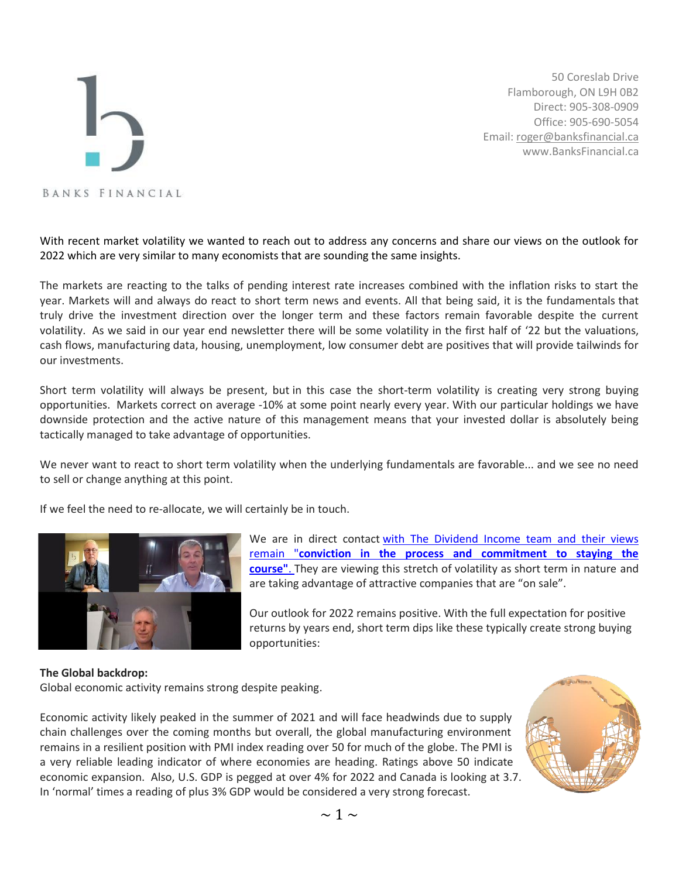BANKS FINANCIAL

50 Coreslab Drive
Flamborough, ON L9H 0B2
Direct: 905-308-0909
Office: 905-690-5054
Email: roger@banksfinancial.ca
www.BanksFinancial.ca

With recent market volatility we wanted to reach out to address any concerns and share our views on the outlook for 2022 which are very similar to many economists that are sounding the same insights.

The markets are reacting to the talks of pending interest rate increases combined with the inflation risks to start the year. Markets will and always do react to short term news and events. All that being said, it is the fundamentals that truly drive the investment direction over the longer term and these factors remain favorable despite the current volatility. As we said in our year end newsletter there will be some volatility in the first half of '22 but the valuations, cash flows, manufacturing data, housing, unemployment, low consumer debt are positives that will provide tailwinds for our investments.

Short term volatility will always be present, but in this case the short-term volatility is creating very strong buying opportunities. Markets correct on average -10% at some point nearly every year. With our particular holdings we have downside protection and the active nature of this management means that your invested dollar is absolutely being tactically managed to take advantage of opportunities.

We never want to react to short term volatility when the underlying fundamentals are favorable... and we see no need to sell or change anything at this point.

If we feel the need to re-allocate, we will certainly be in touch.

We are in direct contact with The Dividend Income team and their views remain **"conviction in the process and commitment to staying the course".** They are viewing this stretch of volatility as short term in nature and are taking advantage of attractive companies that are "on sale".

Our outlook for 2022 remains positive. With the full expectation for positive returns by years end, short term dips like these typically create strong buying opportunities:

**The Global backdrop:**
Global economic activity remains strong despite peaking.

Economic activity likely peaked in the summer of 2021 and will face headwinds due to supply chain challenges over the coming months but overall, the global manufacturing environment remains in a resilient position with PMI index reading over 50 for much of the globe. The PMI is a very reliable leading indicator of where economies are heading. Ratings above 50 indicate economic expansion. Also, U.S. GDP is pegged at over 4% for 2022 and Canada is looking at 3.7. In 'normal' times a reading of plus 3% GDP would be considered a very strong forecast.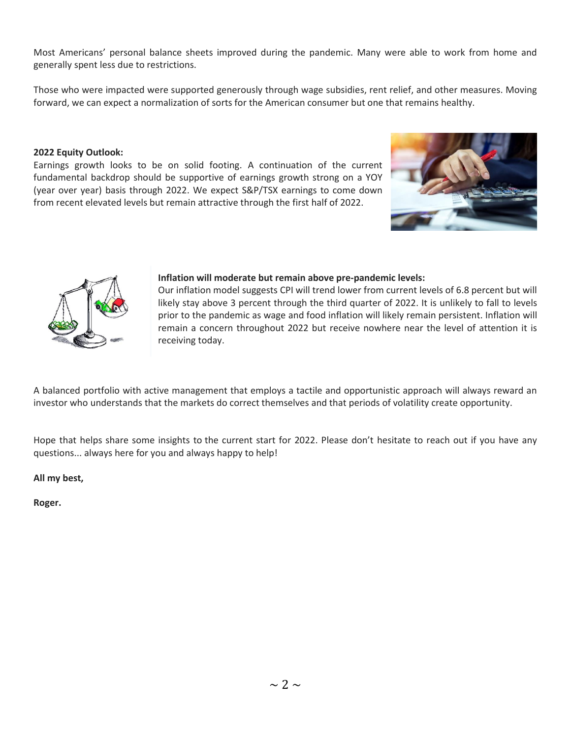Most Americans' personal balance sheets improved during the pandemic. Many were able to work from home and generally spent less due to restrictions.

Those who were impacted were supported generously through wage subsidies, rent relief, and other measures. Moving forward, we can expect a normalization of sorts for the American consumer but one that remains healthy.

**2022 Equity Outlook:**
Earnings growth looks to be on solid footing. A continuation of the current fundamental backdrop should be supportive of earnings growth strong on a YOY (year over year) basis through 2022. We expect S&P/TSX earnings to come down from recent elevated levels but remain attractive through the first half of 2022.

**Inflation will moderate but remain above pre-pandemic levels:**
Our inflation model suggests CPI will trend lower from current levels of 6.8 percent but will likely stay above 3 percent through the third quarter of 2022. It is unlikely to fall to levels prior to the pandemic as wage and food inflation will likely remain persistent. Inflation will remain a concern throughout 2022 but receive nowhere near the level of attention it is receiving today.

A balanced portfolio with active management that employs a tactile and opportunistic approach will always reward an investor who understands that the markets do correct themselves and that periods of volatility create opportunity.

Hope that helps share some insights to the current start for 2022. Please don't hesitate to reach out if you have any questions... always here for you and always happy to help!

**All my best,**

**Roger.**